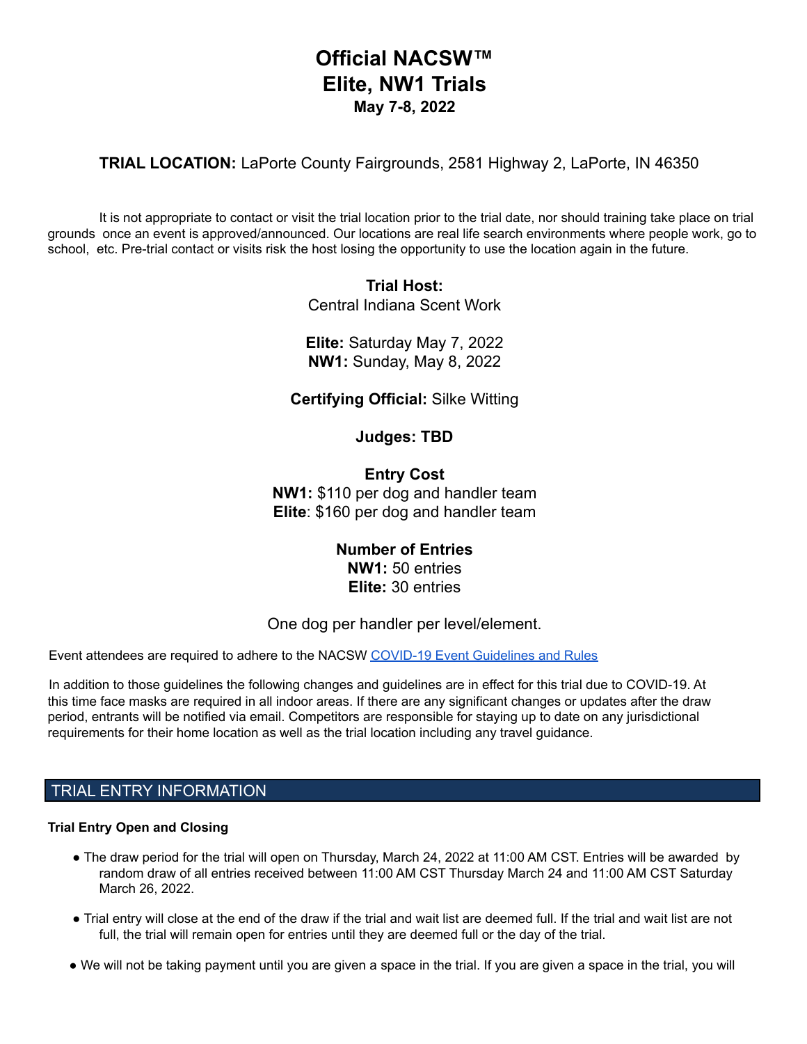# Official NACSW™ Elite, NW1 Trials

**May 7-8, 2022**

**TRIAL LOCATION:** LaPorte County Fairgrounds, 2581 Highway 2, LaPorte, IN 46350

It is not appropriate to contact or visit the trial location prior to the trial date, nor should training take place on trial grounds once an event is approved/announced. Our locations are real life search environments where people work, go to school, etc. Pre-trial contact or visits risk the host losing the opportunity to use the location again in the future.

**Trial Host:**
Central Indiana Scent Work

**Elite:** Saturday May 7, 2022
**NW1:** Sunday, May 8, 2022

**Certifying Official:** Silke Witting

**Judges: TBD**

**Entry Cost**
**NW1:** $110 per dog and handler team
**Elite**: $160 per dog and handler team

**Number of Entries**
**NW1:** 50 entries
**Elite:** 30 entries

One dog per handler per level/element.

Event attendees are required to adhere to the NACSW COVID-19 Event Guidelines and Rules

In addition to those guidelines the following changes and guidelines are in effect for this trial due to COVID-19. At this time face masks are required in all indoor areas. If there are any significant changes or updates after the draw period, entrants will be notified via email. Competitors are responsible for staying up to date on any jurisdictional requirements for their home location as well as the trial location including any travel guidance.

## TRIAL ENTRY INFORMATION

**Trial Entry Open and Closing**

- The draw period for the trial will open on Thursday, March 24, 2022 at 11:00 AM CST. Entries will be awarded by random draw of all entries received between 11:00 AM CST Thursday March 24 and 11:00 AM CST Saturday March 26, 2022.
- Trial entry will close at the end of the draw if the trial and wait list are deemed full. If the trial and wait list are not full, the trial will remain open for entries until they are deemed full or the day of the trial.
- We will not be taking payment until you are given a space in the trial. If you are given a space in the trial, you will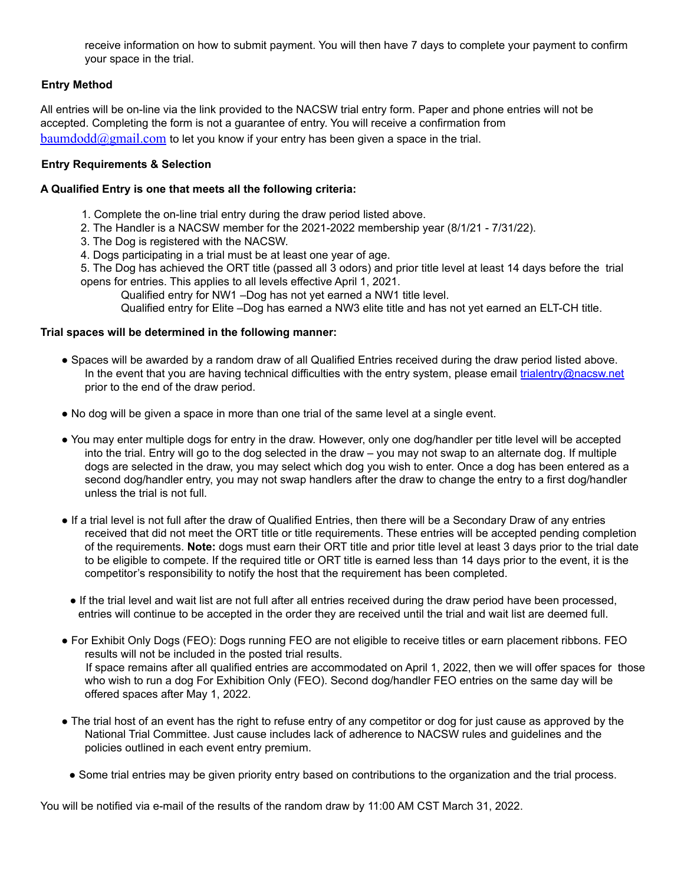receive information on how to submit payment. You will then have 7 days to complete your payment to confirm your space in the trial.

### Entry Method

All entries will be on-line via the link provided to the NACSW trial entry form. Paper and phone entries will not be accepted. Completing the form is not a guarantee of entry. You will receive a confirmation from baumdodd@gmail.com to let you know if your entry has been given a space in the trial.

### Entry Requirements & Selection

**A Qualified Entry is one that meets all the following criteria:**

1. Complete the on-line trial entry during the draw period listed above.
2. The Handler is a NACSW member for the 2021-2022 membership year (8/1/21 - 7/31/22).
3. The Dog is registered with the NACSW.
4. Dogs participating in a trial must be at least one year of age.
5. The Dog has achieved the ORT title (passed all 3 odors) and prior title level at least 14 days before the trial opens for entries. This applies to all levels effective April 1, 2021.
   Qualified entry for NW1 –Dog has not yet earned a NW1 title level.
   Qualified entry for Elite –Dog has earned a NW3 elite title and has not yet earned an ELT-CH title.

**Trial spaces will be determined in the following manner:**

- Spaces will be awarded by a random draw of all Qualified Entries received during the draw period listed above. In the event that you are having technical difficulties with the entry system, please email trialentry@nacsw.net prior to the end of the draw period.

- No dog will be given a space in more than one trial of the same level at a single event.

- You may enter multiple dogs for entry in the draw. However, only one dog/handler per title level will be accepted into the trial. Entry will go to the dog selected in the draw – you may not swap to an alternate dog. If multiple dogs are selected in the draw, you may select which dog you wish to enter. Once a dog has been entered as a second dog/handler entry, you may not swap handlers after the draw to change the entry to a first dog/handler unless the trial is not full.

- If a trial level is not full after the draw of Qualified Entries, then there will be a Secondary Draw of any entries received that did not meet the ORT title or title requirements. These entries will be accepted pending completion of the requirements. **Note:** dogs must earn their ORT title and prior title level at least 3 days prior to the trial date to be eligible to compete. If the required title or ORT title is earned less than 14 days prior to the event, it is the competitor's responsibility to notify the host that the requirement has been completed.

- If the trial level and wait list are not full after all entries received during the draw period have been processed, entries will continue to be accepted in the order they are received until the trial and wait list are deemed full.

- For Exhibit Only Dogs (FEO): Dogs running FEO are not eligible to receive titles or earn placement ribbons. FEO results will not be included in the posted trial results.
  If space remains after all qualified entries are accommodated on April 1, 2022, then we will offer spaces for those who wish to run a dog For Exhibition Only (FEO). Second dog/handler FEO entries on the same day will be offered spaces after May 1, 2022.

- The trial host of an event has the right to refuse entry of any competitor or dog for just cause as approved by the National Trial Committee. Just cause includes lack of adherence to NACSW rules and guidelines and the policies outlined in each event entry premium.

- Some trial entries may be given priority entry based on contributions to the organization and the trial process.

You will be notified via e-mail of the results of the random draw by 11:00 AM CST March 31, 2022.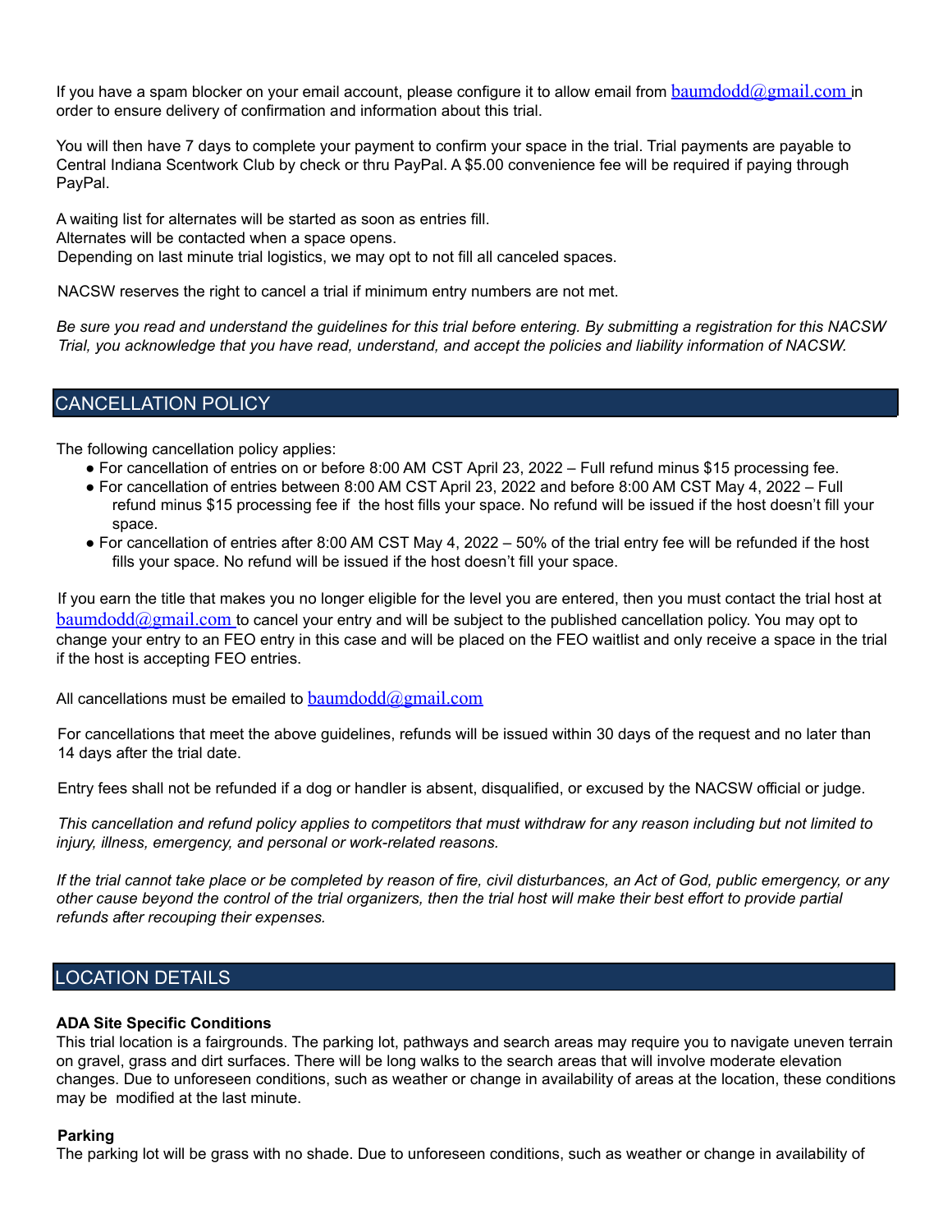If you have a spam blocker on your email account, please configure it to allow email from baumdodd@gmail.com in order to ensure delivery of confirmation and information about this trial.

You will then have 7 days to complete your payment to confirm your space in the trial. Trial payments are payable to Central Indiana Scentwork Club by check or thru PayPal. A $5.00 convenience fee will be required if paying through PayPal.

A waiting list for alternates will be started as soon as entries fill.
Alternates will be contacted when a space opens.
Depending on last minute trial logistics, we may opt to not fill all canceled spaces.

NACSW reserves the right to cancel a trial if minimum entry numbers are not met.

*Be sure you read and understand the guidelines for this trial before entering. By submitting a registration for this NACSW Trial, you acknowledge that you have read, understand, and accept the policies and liability information of NACSW.*

## CANCELLATION POLICY

The following cancellation policy applies:

- For cancellation of entries on or before 8:00 AM CST April 23, 2022 – Full refund minus $15 processing fee.
- For cancellation of entries between 8:00 AM CST April 23, 2022 and before 8:00 AM CST May 4, 2022 – Full refund minus $15 processing fee if the host fills your space. No refund will be issued if the host doesn't fill your space.
- For cancellation of entries after 8:00 AM CST May 4, 2022 – 50% of the trial entry fee will be refunded if the host fills your space. No refund will be issued if the host doesn't fill your space.

If you earn the title that makes you no longer eligible for the level you are entered, then you must contact the trial host at baumdodd@gmail.com to cancel your entry and will be subject to the published cancellation policy. You may opt to change your entry to an FEO entry in this case and will be placed on the FEO waitlist and only receive a space in the trial if the host is accepting FEO entries.

All cancellations must be emailed to baumdodd@gmail.com

For cancellations that meet the above guidelines, refunds will be issued within 30 days of the request and no later than 14 days after the trial date.

Entry fees shall not be refunded if a dog or handler is absent, disqualified, or excused by the NACSW official or judge.

*This cancellation and refund policy applies to competitors that must withdraw for any reason including but not limited to injury, illness, emergency, and personal or work-related reasons.*

*If the trial cannot take place or be completed by reason of fire, civil disturbances, an Act of God, public emergency, or any other cause beyond the control of the trial organizers, then the trial host will make their best effort to provide partial refunds after recouping their expenses.*

## LOCATION DETAILS

**ADA Site Specific Conditions**
This trial location is a fairgrounds. The parking lot, pathways and search areas may require you to navigate uneven terrain on gravel, grass and dirt surfaces. There will be long walks to the search areas that will involve moderate elevation changes. Due to unforeseen conditions, such as weather or change in availability of areas at the location, these conditions may be modified at the last minute.

**Parking**
The parking lot will be grass with no shade. Due to unforeseen conditions, such as weather or change in availability of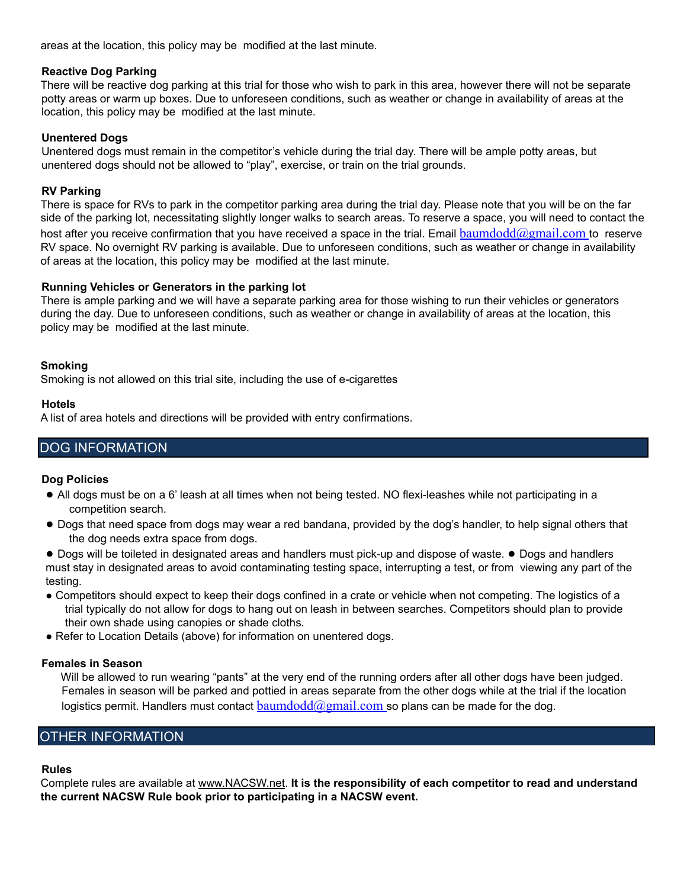areas at the location, this policy may be modified at the last minute.

### Reactive Dog Parking

There will be reactive dog parking at this trial for those who wish to park in this area, however there will not be separate potty areas or warm up boxes. Due to unforeseen conditions, such as weather or change in availability of areas at the location, this policy may be modified at the last minute.

### Unentered Dogs

Unentered dogs must remain in the competitor's vehicle during the trial day. There will be ample potty areas, but unentered dogs should not be allowed to "play", exercise, or train on the trial grounds.

### RV Parking

There is space for RVs to park in the competitor parking area during the trial day. Please note that you will be on the far side of the parking lot, necessitating slightly longer walks to search areas. To reserve a space, you will need to contact the host after you receive confirmation that you have received a space in the trial. Email baumdodd@gmail.com to reserve RV space. No overnight RV parking is available. Due to unforeseen conditions, such as weather or change in availability of areas at the location, this policy may be modified at the last minute.

### Running Vehicles or Generators in the parking lot

There is ample parking and we will have a separate parking area for those wishing to run their vehicles or generators during the day. Due to unforeseen conditions, such as weather or change in availability of areas at the location, this policy may be modified at the last minute.

### Smoking

Smoking is not allowed on this trial site, including the use of e-cigarettes

### Hotels

A list of area hotels and directions will be provided with entry confirmations.

## DOG INFORMATION

### Dog Policies

- All dogs must be on a 6' leash at all times when not being tested. NO flexi-leashes while not participating in a competition search.
- Dogs that need space from dogs may wear a red bandana, provided by the dog's handler, to help signal others that the dog needs extra space from dogs.
- Dogs will be toileted in designated areas and handlers must pick-up and dispose of waste.
- Dogs and handlers must stay in designated areas to avoid contaminating testing space, interrupting a test, or from viewing any part of the testing.
- Competitors should expect to keep their dogs confined in a crate or vehicle when not competing. The logistics of a trial typically do not allow for dogs to hang out on leash in between searches. Competitors should plan to provide their own shade using canopies or shade cloths.
- Refer to Location Details (above) for information on unentered dogs.

### Females in Season

Will be allowed to run wearing "pants" at the very end of the running orders after all other dogs have been judged. Females in season will be parked and pottied in areas separate from the other dogs while at the trial if the location logistics permit. Handlers must contact baumdodd@gmail.com so plans can be made for the dog.

## OTHER INFORMATION

### Rules

Complete rules are available at www.NACSW.net. **It is the responsibility of each competitor to read and understand the current NACSW Rule book prior to participating in a NACSW event.**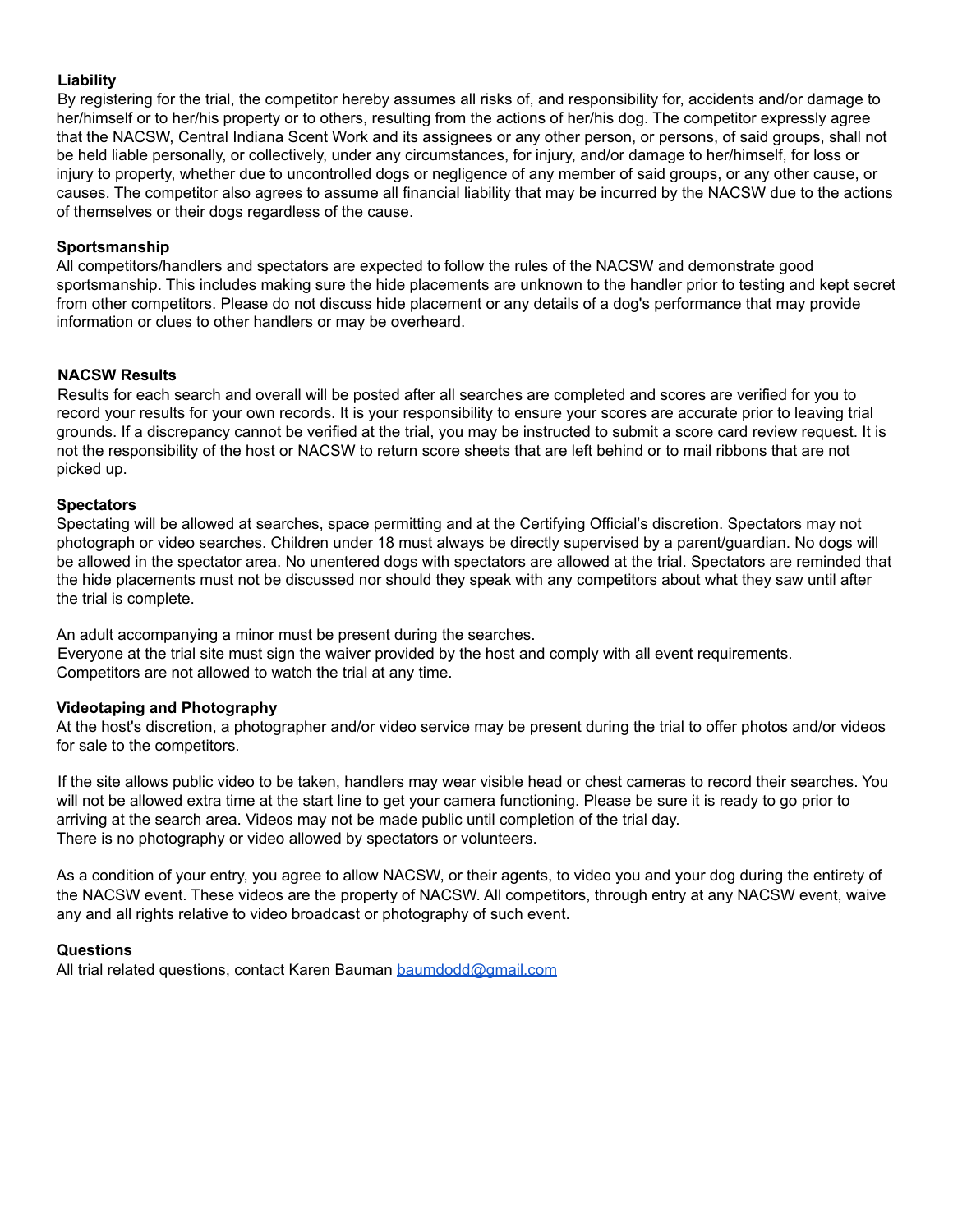**Liability**

By registering for the trial, the competitor hereby assumes all risks of, and responsibility for, accidents and/or damage to her/himself or to her/his property or to others, resulting from the actions of her/his dog. The competitor expressly agree that the NACSW, Central Indiana Scent Work and its assignees or any other person, or persons, of said groups, shall not be held liable personally, or collectively, under any circumstances, for injury, and/or damage to her/himself, for loss or injury to property, whether due to uncontrolled dogs or negligence of any member of said groups, or any other cause, or causes. The competitor also agrees to assume all financial liability that may be incurred by the NACSW due to the actions of themselves or their dogs regardless of the cause.

**Sportsmanship**

All competitors/handlers and spectators are expected to follow the rules of the NACSW and demonstrate good sportsmanship. This includes making sure the hide placements are unknown to the handler prior to testing and kept secret from other competitors. Please do not discuss hide placement or any details of a dog's performance that may provide information or clues to other handlers or may be overheard.

**NACSW Results**

Results for each search and overall will be posted after all searches are completed and scores are verified for you to record your results for your own records. It is your responsibility to ensure your scores are accurate prior to leaving trial grounds. If a discrepancy cannot be verified at the trial, you may be instructed to submit a score card review request. It is not the responsibility of the host or NACSW to return score sheets that are left behind or to mail ribbons that are not picked up.

**Spectators**

Spectating will be allowed at searches, space permitting and at the Certifying Official's discretion. Spectators may not photograph or video searches. Children under 18 must always be directly supervised by a parent/guardian. No dogs will be allowed in the spectator area. No unentered dogs with spectators are allowed at the trial. Spectators are reminded that the hide placements must not be discussed nor should they speak with any competitors about what they saw until after the trial is complete.

An adult accompanying a minor must be present during the searches.
Everyone at the trial site must sign the waiver provided by the host and comply with all event requirements.
Competitors are not allowed to watch the trial at any time.

**Videotaping and Photography**

At the host's discretion, a photographer and/or video service may be present during the trial to offer photos and/or videos for sale to the competitors.

If the site allows public video to be taken, handlers may wear visible head or chest cameras to record their searches. You will not be allowed extra time at the start line to get your camera functioning. Please be sure it is ready to go prior to arriving at the search area. Videos may not be made public until completion of the trial day.
There is no photography or video allowed by spectators or volunteers.

As a condition of your entry, you agree to allow NACSW, or their agents, to video you and your dog during the entirety of the NACSW event. These videos are the property of NACSW. All competitors, through entry at any NACSW event, waive any and all rights relative to video broadcast or photography of such event.

**Questions**

All trial related questions, contact Karen Bauman baumdodd@gmail.com